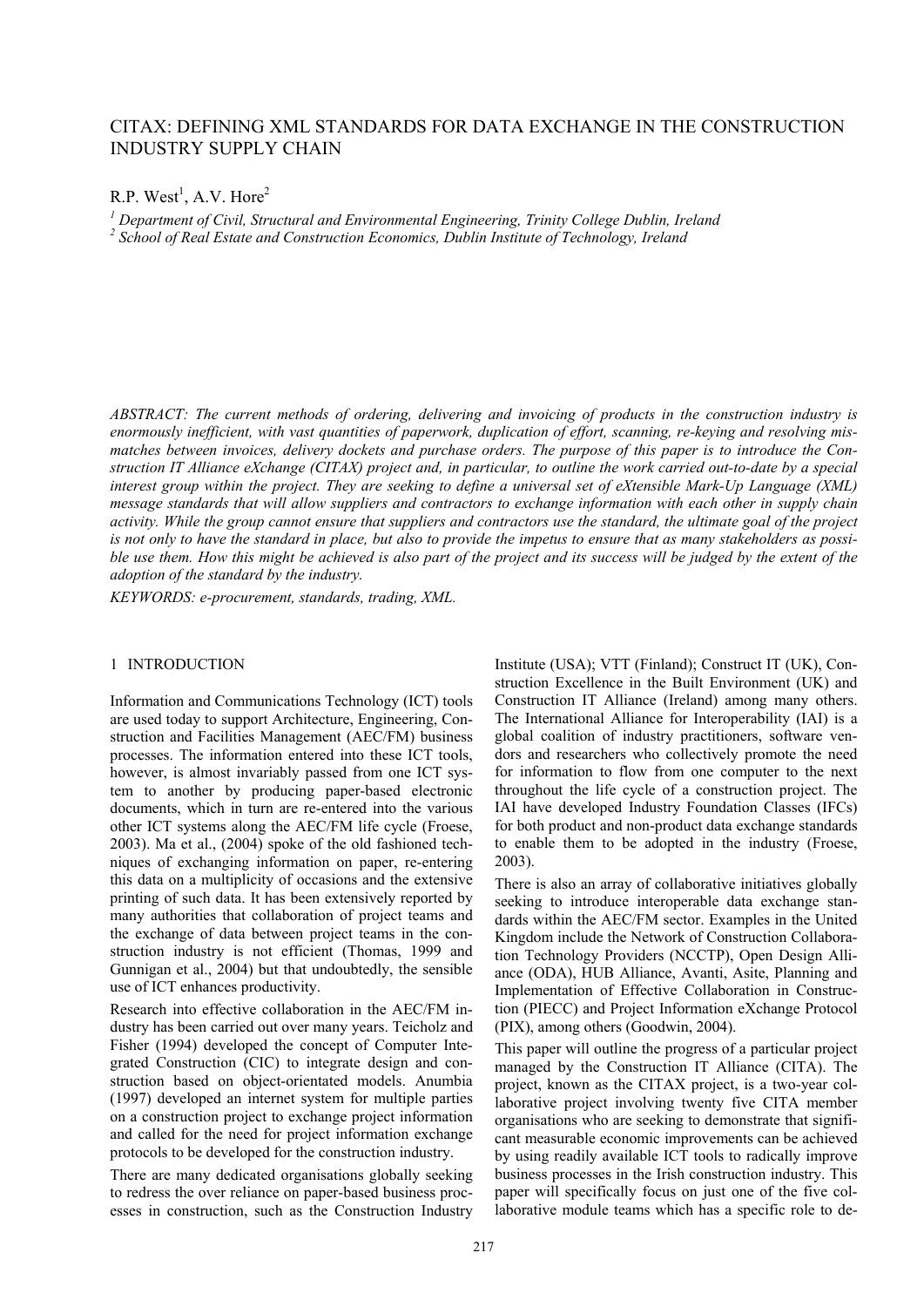# CITAX: DEFINING XML STANDARDS FOR DATA EXCHANGE IN THE CONSTRUCTION INDUSTRY SUPPLY CHAIN

R.P. West[1], A.V. Hore[2]

[1] *Department of Civil, Structural and Environmental Engineering, Trinity College Dublin, Ireland*
[2] *School of Real Estate and Construction Economics, Dublin Institute of Technology, Ireland*

*ABSTRACT: The current methods of ordering, delivering and invoicing of products in the construction industry is enormously inefficient, with vast quantities of paperwork, duplication of effort, scanning, re-keying and resolving mismatches between invoices, delivery dockets and purchase orders. The purpose of this paper is to introduce the Construction IT Alliance eXchange (CITAX) project and, in particular, to outline the work carried out-to-date by a special interest group within the project. They are seeking to define a universal set of eXtensible Mark-Up Language (XML) message standards that will allow suppliers and contractors to exchange information with each other in supply chain activity. While the group cannot ensure that suppliers and contractors use the standard, the ultimate goal of the project is not only to have the standard in place, but also to provide the impetus to ensure that as many stakeholders as possible use them. How this might be achieved is also part of the project and its success will be judged by the extent of the adoption of the standard by the industry.*

*KEYWORDS: e-procurement, standards, trading, XML.*

## 1 INTRODUCTION

Information and Communications Technology (ICT) tools are used today to support Architecture, Engineering, Construction and Facilities Management (AEC/FM) business processes. The information entered into these ICT tools, however, is almost invariably passed from one ICT system to another by producing paper-based electronic documents, which in turn are re-entered into the various other ICT systems along the AEC/FM life cycle (Froese, 2003). Ma et al., (2004) spoke of the old fashioned techniques of exchanging information on paper, re-entering this data on a multiplicity of occasions and the extensive printing of such data. It has been extensively reported by many authorities that collaboration of project teams and the exchange of data between project teams in the construction industry is not efficient (Thomas, 1999 and Gunnigan et al., 2004) but that undoubtedly, the sensible use of ICT enhances productivity.

Research into effective collaboration in the AEC/FM industry has been carried out over many years. Teicholz and Fisher (1994) developed the concept of Computer Integrated Construction (CIC) to integrate design and construction based on object-orientated models. Anumbia (1997) developed an internet system for multiple parties on a construction project to exchange project information and called for the need for project information exchange protocols to be developed for the construction industry.

There are many dedicated organisations globally seeking to redress the over reliance on paper-based business processes in construction, such as the Construction Industry Institute (USA); VTT (Finland); Construct IT (UK), Construction Excellence in the Built Environment (UK) and Construction IT Alliance (Ireland) among many others. The International Alliance for Interoperability (IAI) is a global coalition of industry practitioners, software vendors and researchers who collectively promote the need for information to flow from one computer to the next throughout the life cycle of a construction project. The IAI have developed Industry Foundation Classes (IFCs) for both product and non-product data exchange standards to enable them to be adopted in the industry (Froese, 2003).

There is also an array of collaborative initiatives globally seeking to introduce interoperable data exchange standards within the AEC/FM sector. Examples in the United Kingdom include the Network of Construction Collaboration Technology Providers (NCCTP), Open Design Alliance (ODA), HUB Alliance, Avanti, Asite, Planning and Implementation of Effective Collaboration in Construction (PIECC) and Project Information eXchange Protocol (PIX), among others (Goodwin, 2004).

This paper will outline the progress of a particular project managed by the Construction IT Alliance (CITA). The project, known as the CITAX project, is a two-year collaborative project involving twenty five CITA member organisations who are seeking to demonstrate that significant measurable economic improvements can be achieved by using readily available ICT tools to radically improve business processes in the Irish construction industry. This paper will specifically focus on just one of the five collaborative module teams which has a specific role to de-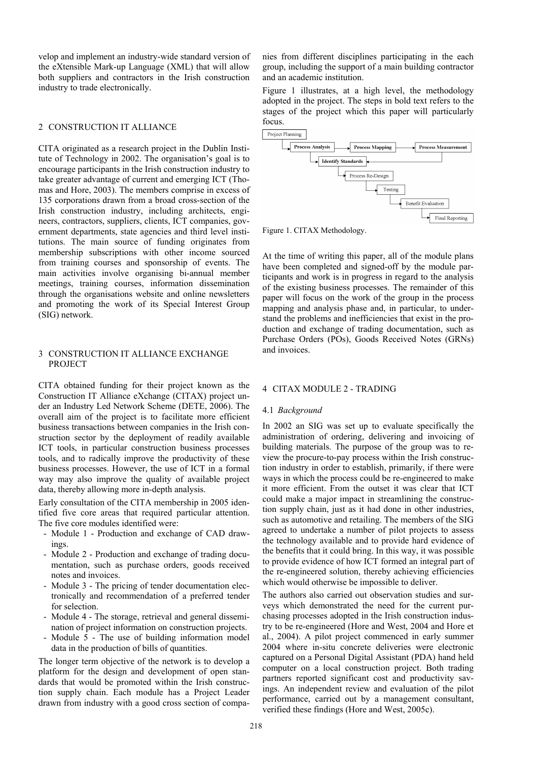velop and implement an industry-wide standard version of the eXtensible Mark-up Language (XML) that will allow both suppliers and contractors in the Irish construction industry to trade electronically.

## 2 CONSTRUCTION IT ALLIANCE

CITA originated as a research project in the Dublin Institute of Technology in 2002. The organisation's goal is to encourage participants in the Irish construction industry to take greater advantage of current and emerging ICT (Thomas and Hore, 2003). The members comprise in excess of 135 corporations drawn from a broad cross-section of the Irish construction industry, including architects, engineers, contractors, suppliers, clients, ICT companies, government departments, state agencies and third level institutions. The main source of funding originates from membership subscriptions with other income sourced from training courses and sponsorship of events. The main activities involve organising bi-annual member meetings, training courses, information dissemination through the organisations website and online newsletters and promoting the work of its Special Interest Group (SIG) network.

## 3 CONSTRUCTION IT ALLIANCE EXCHANGE PROJECT

CITA obtained funding for their project known as the Construction IT Alliance eXchange (CITAX) project under an Industry Led Network Scheme (DETE, 2006). The overall aim of the project is to facilitate more efficient business transactions between companies in the Irish construction sector by the deployment of readily available ICT tools, in particular construction business processes tools, and to radically improve the productivity of these business processes. However, the use of ICT in a formal way may also improve the quality of available project data, thereby allowing more in-depth analysis.

Early consultation of the CITA membership in 2005 identified five core areas that required particular attention. The five core modules identified were:

- Module 1 - Production and exchange of CAD drawings.
- Module 2 - Production and exchange of trading documentation, such as purchase orders, goods received notes and invoices.
- Module 3 - The pricing of tender documentation electronically and recommendation of a preferred tender for selection.
- Module 4 - The storage, retrieval and general dissemination of project information on construction projects.
- Module 5 - The use of building information model data in the production of bills of quantities.

The longer term objective of the network is to develop a platform for the design and development of open standards that would be promoted within the Irish construction supply chain. Each module has a Project Leader drawn from industry with a good cross section of companies from different disciplines participating in the each group, including the support of a main building contractor and an academic institution.

Figure 1 illustrates, at a high level, the methodology adopted in the project. The steps in bold text refers to the stages of the project which this paper will particularly focus.

Project Planning → **Process Analysis** → **Process Mapping** → **Process Measurement** → **Identify Standards** → Process Re-Design → Testing → Benefit Evaluation → Final Reporting

Figure 1. CITAX Methodology.

At the time of writing this paper, all of the module plans have been completed and signed-off by the module participants and work is in progress in regard to the analysis of the existing business processes. The remainder of this paper will focus on the work of the group in the process mapping and analysis phase and, in particular, to understand the problems and inefficiencies that exist in the production and exchange of trading documentation, such as Purchase Orders (POs), Goods Received Notes (GRNs) and invoices.

## 4 CITAX MODULE 2 - TRADING

### 4.1 *Background*

In 2002 an SIG was set up to evaluate specifically the administration of ordering, delivering and invoicing of building materials. The purpose of the group was to review the procure-to-pay process within the Irish construction industry in order to establish, primarily, if there were ways in which the process could be re-engineered to make it more efficient. From the outset it was clear that ICT could make a major impact in streamlining the construction supply chain, just as it had done in other industries, such as automotive and retailing. The members of the SIG agreed to undertake a number of pilot projects to assess the technology available and to provide hard evidence of the benefits that it could bring. In this way, it was possible to provide evidence of how ICT formed an integral part of the re-engineered solution, thereby achieving efficiencies which would otherwise be impossible to deliver.

The authors also carried out observation studies and surveys which demonstrated the need for the current purchasing processes adopted in the Irish construction industry to be re-engineered (Hore and West, 2004 and Hore et al., 2004). A pilot project commenced in early summer 2004 where in-situ concrete deliveries were electronic captured on a Personal Digital Assistant (PDA) hand held computer on a local construction project. Both trading partners reported significant cost and productivity savings. An independent review and evaluation of the pilot performance, carried out by a management consultant, verified these findings (Hore and West, 2005c).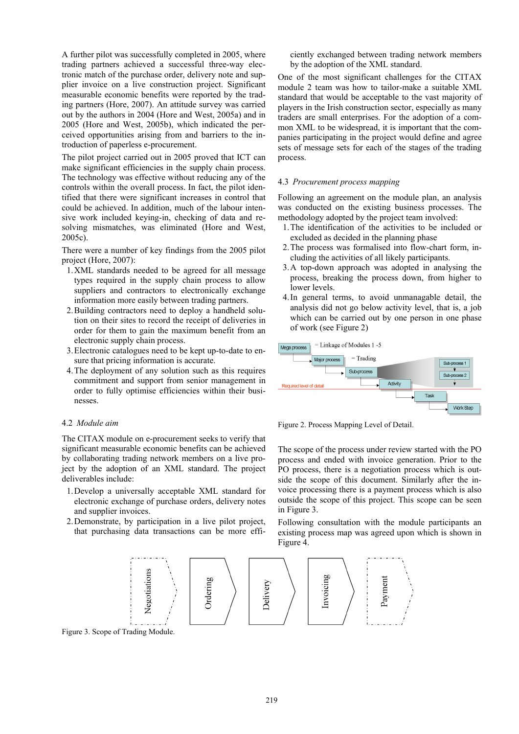A further pilot was successfully completed in 2005, where trading partners achieved a successful three-way electronic match of the purchase order, delivery note and supplier invoice on a live construction project. Significant measurable economic benefits were reported by the trading partners (Hore, 2007). An attitude survey was carried out by the authors in 2004 (Hore and West, 2005a) and in 2005 (Hore and West, 2005b), which indicated the perceived opportunities arising from and barriers to the introduction of paperless e-procurement.

The pilot project carried out in 2005 proved that ICT can make significant efficiencies in the supply chain process. The technology was effective without reducing any of the controls within the overall process. In fact, the pilot identified that there were significant increases in control that could be achieved. In addition, much of the labour intensive work included keying-in, checking of data and resolving mismatches, was eliminated (Hore and West, 2005c).

There were a number of key findings from the 2005 pilot project (Hore, 2007):

1. XML standards needed to be agreed for all message types required in the supply chain process to allow suppliers and contractors to electronically exchange information more easily between trading partners.
2. Building contractors need to deploy a handheld solution on their sites to record the receipt of deliveries in order for them to gain the maximum benefit from an electronic supply chain process.
3. Electronic catalogues need to be kept up-to-date to ensure that pricing information is accurate.
4. The deployment of any solution such as this requires commitment and support from senior management in order to fully optimise efficiencies within their businesses.

### 4.2 *Module aim*

The CITAX module on e-procurement seeks to verify that significant measurable economic benefits can be achieved by collaborating trading network members on a live project by the adoption of an XML standard. The project deliverables include:

1. Develop a universally acceptable XML standard for electronic exchange of purchase orders, delivery notes and supplier invoices.
2. Demonstrate, by participation in a live pilot project, that purchasing data transactions can be more efficiently exchanged between trading network members by the adoption of the XML standard.

One of the most significant challenges for the CITAX module 2 team was how to tailor-make a suitable XML standard that would be acceptable to the vast majority of players in the Irish construction sector, especially as many traders are small enterprises. For the adoption of a common XML to be widespread, it is important that the companies participating in the project would define and agree sets of message sets for each of the stages of the trading process.

### 4.3 *Procurement process mapping*

Following an agreement on the module plan, an analysis was conducted on the existing business processes. The methodology adopted by the project team involved:

1. The identification of the activities to be included or excluded as decided in the planning phase
2. The process was formalised into flow-chart form, including the activities of all likely participants.
3. A top-down approach was adopted in analysing the process, breaking the process down, from higher to lower levels.
4. In general terms, to avoid unmanagable detail, the analysis did not go below activity level, that is, a job which can be carried out by one person in one phase of work (see Figure 2)

Mega process = Linkage of Modules 1 -5
Major process = Trading
Sub-process
Sub-process 1
Sub-process 2
Required level of detail
Activity
Task
Work Step

Figure 2. Process Mapping Level of Detail.

The scope of the process under review started with the PO process and ended with invoice generation. Prior to the PO process, there is a negotiation process which is outside the scope of this document. Similarly after the invoice processing there is a payment process which is also outside the scope of this project. This scope can be seen in Figure 3.

Following consultation with the module participants an existing process map was agreed upon which is shown in Figure 4.

Negotiations | Ordering | Delivery | Invoicing | Payment

Figure 3. Scope of Trading Module.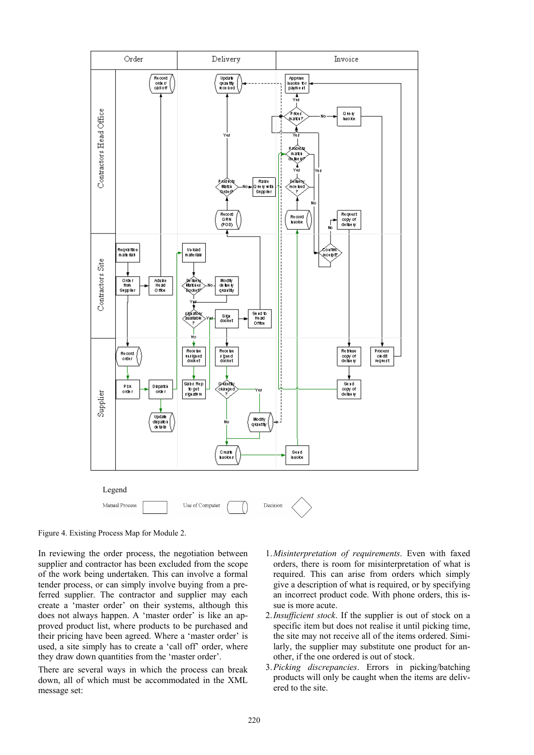Figure 4. Existing Process Map for Module 2.

In reviewing the order process, the negotiation between supplier and contractor has been excluded from the scope of the work being undertaken. This can involve a formal tender process, or can simply involve buying from a preferred supplier. The contractor and supplier may each create a 'master order' on their systems, although this does not always happen. A 'master order' is like an approved product list, where products to be purchased and their pricing have been agreed. Where a 'master order' is used, a site simply has to create a 'call off' order, where they draw down quantities from the 'master order'.

There are several ways in which the process can break down, all of which must be accommodated in the XML message set:

1. *Misinterpretation of requirements*. Even with faxed orders, there is room for misinterpretation of what is required. This can arise from orders which simply give a description of what is required, or by specifying an incorrect product code. With phone orders, this issue is more acute.
2. *Insufficient stock*. If the supplier is out of stock on a specific item but does not realise it until picking time, the site may not receive all of the items ordered. Similarly, the supplier may substitute one product for another, if the one ordered is out of stock.
3. *Picking discrepancies*. Errors in picking/batching products will only be caught when the items are delivered to the site.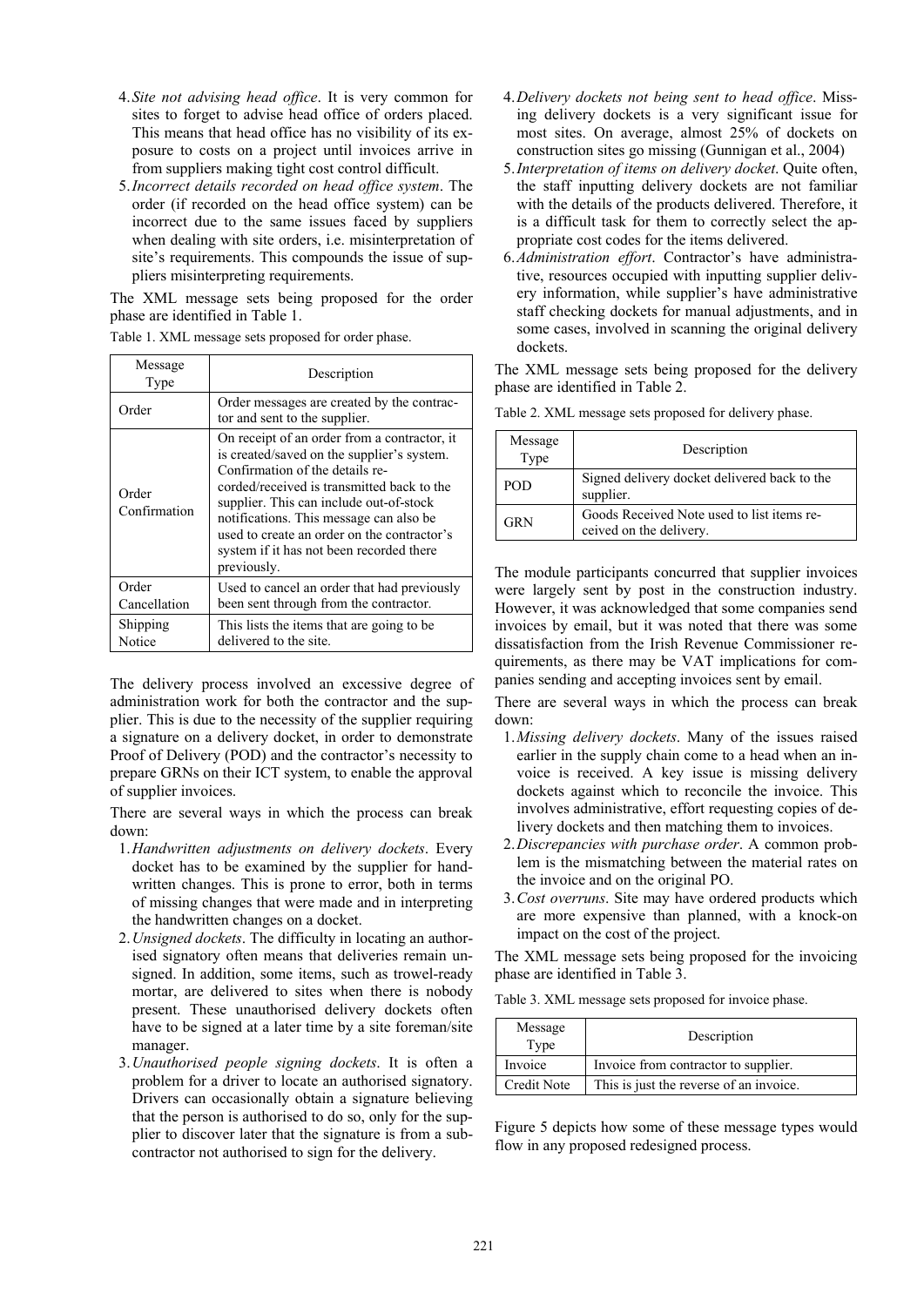4. *Site not advising head office*. It is very common for sites to forget to advise head office of orders placed. This means that head office has no visibility of its exposure to costs on a project until invoices arrive in from suppliers making tight cost control difficult.
5. *Incorrect details recorded on head office system*. The order (if recorded on the head office system) can be incorrect due to the same issues faced by suppliers when dealing with site orders, i.e. misinterpretation of site's requirements. This compounds the issue of suppliers misinterpreting requirements.

The XML message sets being proposed for the order phase are identified in Table 1.

Table 1. XML message sets proposed for order phase.

| Message Type | Description |
|---|---|
| Order | Order messages are created by the contractor and sent to the supplier. |
| Order Confirmation | On receipt of an order from a contractor, it is created/saved on the supplier's system. Confirmation of the details recorded/received is transmitted back to the supplier. This can include out-of-stock notifications. This message can also be used to create an order on the contractor's system if it has not been recorded there previously. |
| Order Cancellation | Used to cancel an order that had previously been sent through from the contractor. |
| Shipping Notice | This lists the items that are going to be delivered to the site. |

The delivery process involved an excessive degree of administration work for both the contractor and the supplier. This is due to the necessity of the supplier requiring a signature on a delivery docket, in order to demonstrate Proof of Delivery (POD) and the contractor's necessity to prepare GRNs on their ICT system, to enable the approval of supplier invoices.

There are several ways in which the process can break down:

1. *Handwritten adjustments on delivery dockets*. Every docket has to be examined by the supplier for handwritten changes. This is prone to error, both in terms of missing changes that were made and in interpreting the handwritten changes on a docket.
2. *Unsigned dockets*. The difficulty in locating an authorised signatory often means that deliveries remain unsigned. In addition, some items, such as trowel-ready mortar, are delivered to sites when there is nobody present. These unauthorised delivery dockets often have to be signed at a later time by a site foreman/site manager.
3. *Unauthorised people signing dockets*. It is often a problem for a driver to locate an authorised signatory. Drivers can occasionally obtain a signature believing that the person is authorised to do so, only for the supplier to discover later that the signature is from a subcontractor not authorised to sign for the delivery.
4. *Delivery dockets not being sent to head office*. Missing delivery dockets is a very significant issue for most sites. On average, almost 25% of dockets on construction sites go missing (Gunnigan et al., 2004)
5. *Interpretation of items on delivery docket*. Quite often, the staff inputting delivery dockets are not familiar with the details of the products delivered. Therefore, it is a difficult task for them to correctly select the appropriate cost codes for the items delivered.
6. *Administration effort*. Contractor's have administrative, resources occupied with inputting supplier delivery information, while supplier's have administrative staff checking dockets for manual adjustments, and in some cases, involved in scanning the original delivery dockets.

The XML message sets being proposed for the delivery phase are identified in Table 2.

Table 2. XML message sets proposed for delivery phase.

| Message Type | Description |
|---|---|
| POD | Signed delivery docket delivered back to the supplier. |
| GRN | Goods Received Note used to list items received on the delivery. |

The module participants concurred that supplier invoices were largely sent by post in the construction industry. However, it was acknowledged that some companies send invoices by email, but it was noted that there was some dissatisfaction from the Irish Revenue Commissioner requirements, as there may be VAT implications for companies sending and accepting invoices sent by email.

There are several ways in which the process can break down:

1. *Missing delivery dockets*. Many of the issues raised earlier in the supply chain come to a head when an invoice is received. A key issue is missing delivery dockets against which to reconcile the invoice. This involves administrative, effort requesting copies of delivery dockets and then matching them to invoices.
2. *Discrepancies with purchase order*. A common problem is the mismatching between the material rates on the invoice and on the original PO.
3. *Cost overruns*. Site may have ordered products which are more expensive than planned, with a knock-on impact on the cost of the project.

The XML message sets being proposed for the invoicing phase are identified in Table 3.

Table 3. XML message sets proposed for invoice phase.

| Message Type | Description |
|---|---|
| Invoice | Invoice from contractor to supplier. |
| Credit Note | This is just the reverse of an invoice. |

Figure 5 depicts how some of these message types would flow in any proposed redesigned process.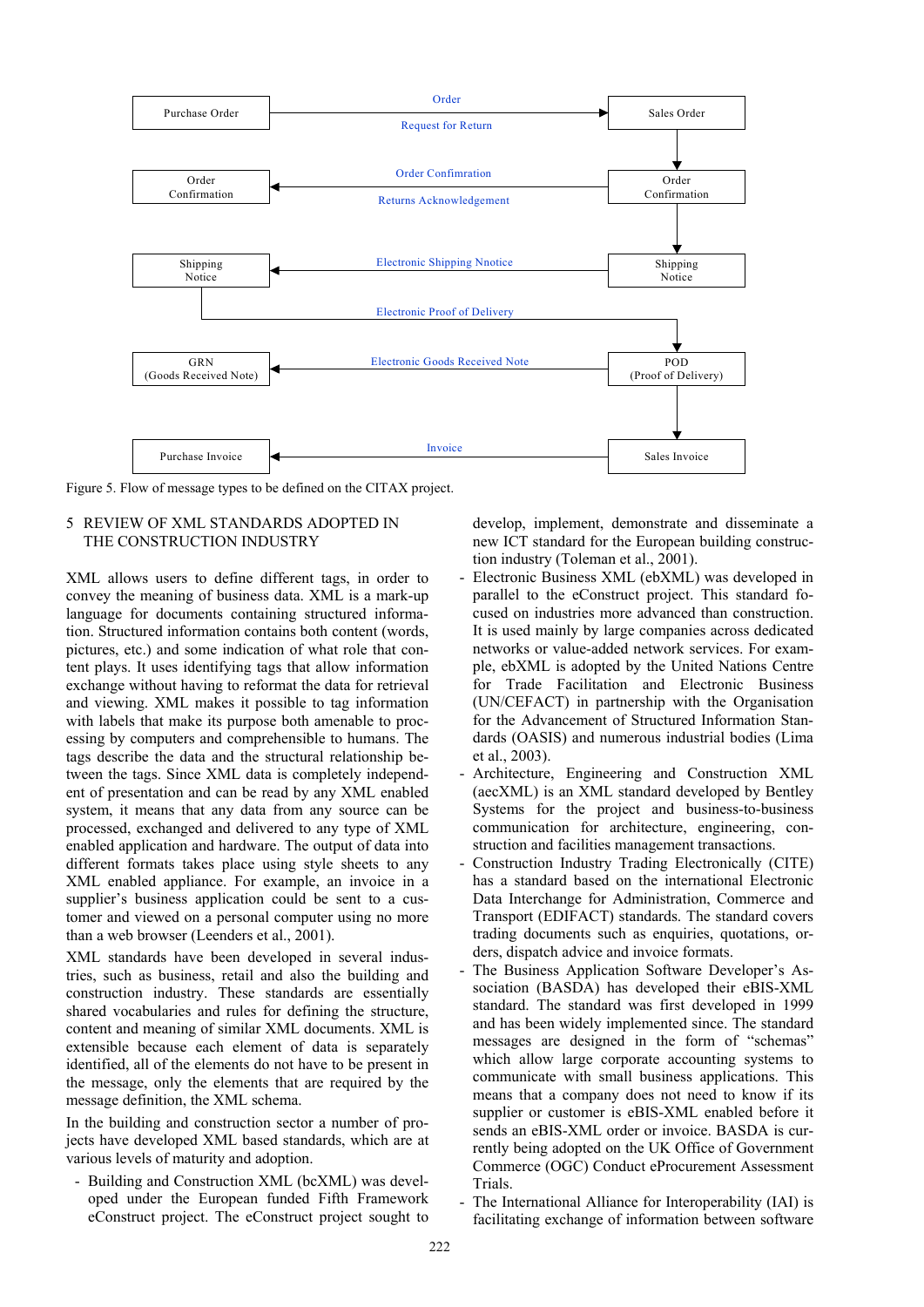Figure 5. Flow of message types to be defined on the CITAX project.

## 5 REVIEW OF XML STANDARDS ADOPTED IN THE CONSTRUCTION INDUSTRY

XML allows users to define different tags, in order to convey the meaning of business data. XML is a mark-up language for documents containing structured information. Structured information contains both content (words, pictures, etc.) and some indication of what role that content plays. It uses identifying tags that allow information exchange without having to reformat the data for retrieval and viewing. XML makes it possible to tag information with labels that make its purpose both amenable to processing by computers and comprehensible to humans. The tags describe the data and the structural relationship between the tags. Since XML data is completely independent of presentation and can be read by any XML enabled system, it means that any data from any source can be processed, exchanged and delivered to any type of XML enabled application and hardware. The output of data into different formats takes place using style sheets to any XML enabled appliance. For example, an invoice in a supplier's business application could be sent to a customer and viewed on a personal computer using no more than a web browser (Leenders et al., 2001).

XML standards have been developed in several industries, such as business, retail and also the building and construction industry. These standards are essentially shared vocabularies and rules for defining the structure, content and meaning of similar XML documents. XML is extensible because each element of data is separately identified, all of the elements do not have to be present in the message, only the elements that are required by the message definition, the XML schema.

In the building and construction sector a number of projects have developed XML based standards, which are at various levels of maturity and adoption.

- Building and Construction XML (bcXML) was developed under the European funded Fifth Framework eConstruct project. The eConstruct project sought to develop, implement, demonstrate and disseminate a new ICT standard for the European building construction industry (Toleman et al., 2001).
- Electronic Business XML (ebXML) was developed in parallel to the eConstruct project. This standard focused on industries more advanced than construction. It is used mainly by large companies across dedicated networks or value-added network services. For example, ebXML is adopted by the United Nations Centre for Trade Facilitation and Electronic Business (UN/CEFACT) in partnership with the Organisation for the Advancement of Structured Information Standards (OASIS) and numerous industrial bodies (Lima et al., 2003).
- Architecture, Engineering and Construction XML (aecXML) is an XML standard developed by Bentley Systems for the project and business-to-business communication for architecture, engineering, construction and facilities management transactions.
- Construction Industry Trading Electronically (CITE) has a standard based on the international Electronic Data Interchange for Administration, Commerce and Transport (EDIFACT) standards. The standard covers trading documents such as enquiries, quotations, orders, dispatch advice and invoice formats.
- The Business Application Software Developer's Association (BASDA) has developed their eBIS-XML standard. The standard was first developed in 1999 and has been widely implemented since. The standard messages are designed in the form of "schemas" which allow large corporate accounting systems to communicate with small business applications. This means that a company does not need to know if its supplier or customer is eBIS-XML enabled before it sends an eBIS-XML order or invoice. BASDA is currently being adopted on the UK Office of Government Commerce (OGC) Conduct eProcurement Assessment Trials.
- The International Alliance for Interoperability (IAI) is facilitating exchange of information between software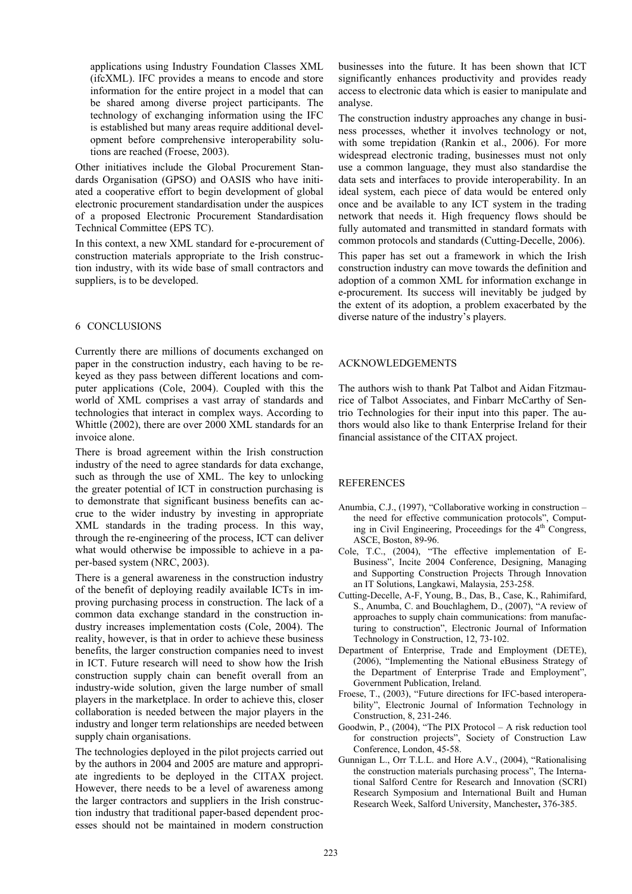applications using Industry Foundation Classes XML (ifcXML). IFC provides a means to encode and store information for the entire project in a model that can be shared among diverse project participants. The technology of exchanging information using the IFC is established but many areas require additional development before comprehensive interoperability solutions are reached (Froese, 2003).

Other initiatives include the Global Procurement Standards Organisation (GPSO) and OASIS who have initiated a cooperative effort to begin development of global electronic procurement standardisation under the auspices of a proposed Electronic Procurement Standardisation Technical Committee (EPS TC).

In this context, a new XML standard for e-procurement of construction materials appropriate to the Irish construction industry, with its wide base of small contractors and suppliers, is to be developed.

## 6 CONCLUSIONS

Currently there are millions of documents exchanged on paper in the construction industry, each having to be re-keyed as they pass between different locations and computer applications (Cole, 2004). Coupled with this the world of XML comprises a vast array of standards and technologies that interact in complex ways. According to Whittle (2002), there are over 2000 XML standards for an invoice alone.

There is broad agreement within the Irish construction industry of the need to agree standards for data exchange, such as through the use of XML. The key to unlocking the greater potential of ICT in construction purchasing is to demonstrate that significant business benefits can accrue to the wider industry by investing in appropriate XML standards in the trading process. In this way, through the re-engineering of the process, ICT can deliver what would otherwise be impossible to achieve in a paper-based system (NRC, 2003).

There is a general awareness in the construction industry of the benefit of deploying readily available ICTs in improving purchasing process in construction. The lack of a common data exchange standard in the construction industry increases implementation costs (Cole, 2004). The reality, however, is that in order to achieve these business benefits, the larger construction companies need to invest in ICT. Future research will need to show how the Irish construction supply chain can benefit overall from an industry-wide solution, given the large number of small players in the marketplace. In order to achieve this, closer collaboration is needed between the major players in the industry and longer term relationships are needed between supply chain organisations.

The technologies deployed in the pilot projects carried out by the authors in 2004 and 2005 are mature and appropriate ingredients to be deployed in the CITAX project. However, there needs to be a level of awareness among the larger contractors and suppliers in the Irish construction industry that traditional paper-based dependent processes should not be maintained in modern construction businesses into the future. It has been shown that ICT significantly enhances productivity and provides ready access to electronic data which is easier to manipulate and analyse.

The construction industry approaches any change in business processes, whether it involves technology or not, with some trepidation (Rankin et al., 2006). For more widespread electronic trading, businesses must not only use a common language, they must also standardise the data sets and interfaces to provide interoperability. In an ideal system, each piece of data would be entered only once and be available to any ICT system in the trading network that needs it. High frequency flows should be fully automated and transmitted in standard formats with common protocols and standards (Cutting-Decelle, 2006).

This paper has set out a framework in which the Irish construction industry can move towards the definition and adoption of a common XML for information exchange in e-procurement. Its success will inevitably be judged by the extent of its adoption, a problem exacerbated by the diverse nature of the industry's players.

## ACKNOWLEDGEMENTS

The authors wish to thank Pat Talbot and Aidan Fitzmaurice of Talbot Associates, and Finbarr McCarthy of Sentrio Technologies for their input into this paper. The authors would also like to thank Enterprise Ireland for their financial assistance of the CITAX project.

## REFERENCES

- Anumbia, C.J., (1997), "Collaborative working in construction – the need for effective communication protocols", Computing in Civil Engineering, Proceedings for the 4th Congress, ASCE, Boston, 89-96.
- Cole, T.C., (2004), "The effective implementation of E-Business", Incite 2004 Conference, Designing, Managing and Supporting Construction Projects Through Innovation an IT Solutions, Langkawi, Malaysia, 253-258.
- Cutting-Decelle, A-F, Young, B., Das, B., Case, K., Rahimifard, S., Anumba, C. and Bouchlaghem, D., (2007), "A review of approaches to supply chain communications: from manufacturing to construction", Electronic Journal of Information Technology in Construction, 12, 73-102.
- Department of Enterprise, Trade and Employment (DETE), (2006), "Implementing the National eBusiness Strategy of the Department of Enterprise Trade and Employment", Government Publication, Ireland.
- Froese, T., (2003), "Future directions for IFC-based interoperability", Electronic Journal of Information Technology in Construction, 8, 231-246.
- Goodwin, P., (2004), "The PIX Protocol – A risk reduction tool for construction projects", Society of Construction Law Conference, London, 45-58.
- Gunnigan L., Orr T.L.L. and Hore A.V., (2004), "Rationalising the construction materials purchasing process", The International Salford Centre for Research and Innovation (SCRI) Research Symposium and International Built and Human Research Week, Salford University, Manchester**,** 376-385.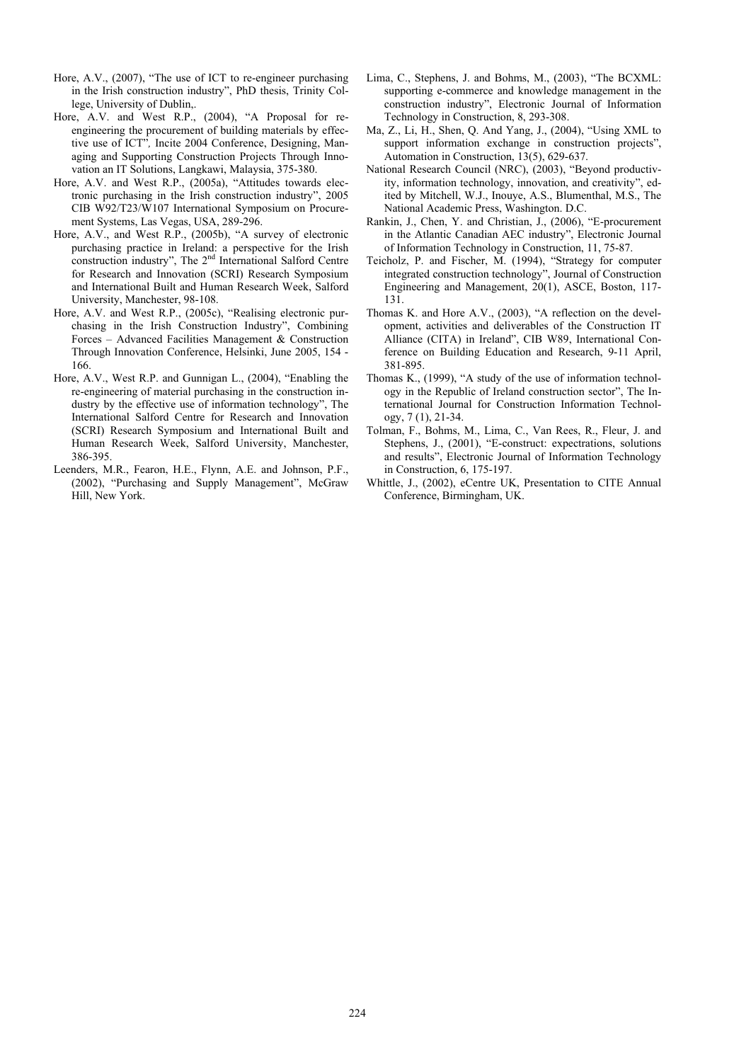Hore, A.V., (2007), "The use of ICT to re-engineer purchasing in the Irish construction industry", PhD thesis, Trinity College, University of Dublin,.

Hore, A.V. and West R.P., (2004), "A Proposal for re-engineering the procurement of building materials by effective use of ICT"*,* Incite 2004 Conference, Designing, Managing and Supporting Construction Projects Through Innovation an IT Solutions, Langkawi, Malaysia, 375-380.

Hore, A.V. and West R.P., (2005a), "Attitudes towards electronic purchasing in the Irish construction industry", 2005 CIB W92/T23/W107 International Symposium on Procurement Systems, Las Vegas, USA, 289-296.

Hore, A.V., and West R.P., (2005b), "A survey of electronic purchasing practice in Ireland: a perspective for the Irish construction industry", The 2nd International Salford Centre for Research and Innovation (SCRI) Research Symposium and International Built and Human Research Week, Salford University, Manchester, 98-108.

Hore, A.V. and West R.P., (2005c), "Realising electronic purchasing in the Irish Construction Industry", Combining Forces – Advanced Facilities Management & Construction Through Innovation Conference, Helsinki, June 2005, 154 - 166.

Hore, A.V., West R.P. and Gunnigan L., (2004), "Enabling the re-engineering of material purchasing in the construction industry by the effective use of information technology", The International Salford Centre for Research and Innovation (SCRI) Research Symposium and International Built and Human Research Week, Salford University, Manchester, 386-395.

Leenders, M.R., Fearon, H.E., Flynn, A.E. and Johnson, P.F., (2002), "Purchasing and Supply Management", McGraw Hill, New York.

Lima, C., Stephens, J. and Bohms, M., (2003), "The BCXML: supporting e-commerce and knowledge management in the construction industry", Electronic Journal of Information Technology in Construction, 8, 293-308.

Ma, Z., Li, H., Shen, Q. And Yang, J., (2004), "Using XML to support information exchange in construction projects", Automation in Construction, 13(5), 629-637.

National Research Council (NRC), (2003), "Beyond productivity, information technology, innovation, and creativity", edited by Mitchell, W.J., Inouye, A.S., Blumenthal, M.S., The National Academic Press, Washington. D.C.

Rankin, J., Chen, Y. and Christian, J., (2006), "E-procurement in the Atlantic Canadian AEC industry", Electronic Journal of Information Technology in Construction, 11, 75-87.

Teicholz, P. and Fischer, M. (1994), "Strategy for computer integrated construction technology", Journal of Construction Engineering and Management, 20(1), ASCE, Boston, 117-131.

Thomas K. and Hore A.V., (2003), "A reflection on the development, activities and deliverables of the Construction IT Alliance (CITA) in Ireland", CIB W89, International Conference on Building Education and Research, 9-11 April, 381-895.

Thomas K., (1999), "A study of the use of information technology in the Republic of Ireland construction sector", The International Journal for Construction Information Technology, 7 (1), 21-34.

Tolman, F., Bohms, M., Lima, C., Van Rees, R., Fleur, J. and Stephens, J., (2001), "E-construct: expectrations, solutions and results", Electronic Journal of Information Technology in Construction, 6, 175-197.

Whittle, J., (2002), eCentre UK, Presentation to CITE Annual Conference, Birmingham, UK.